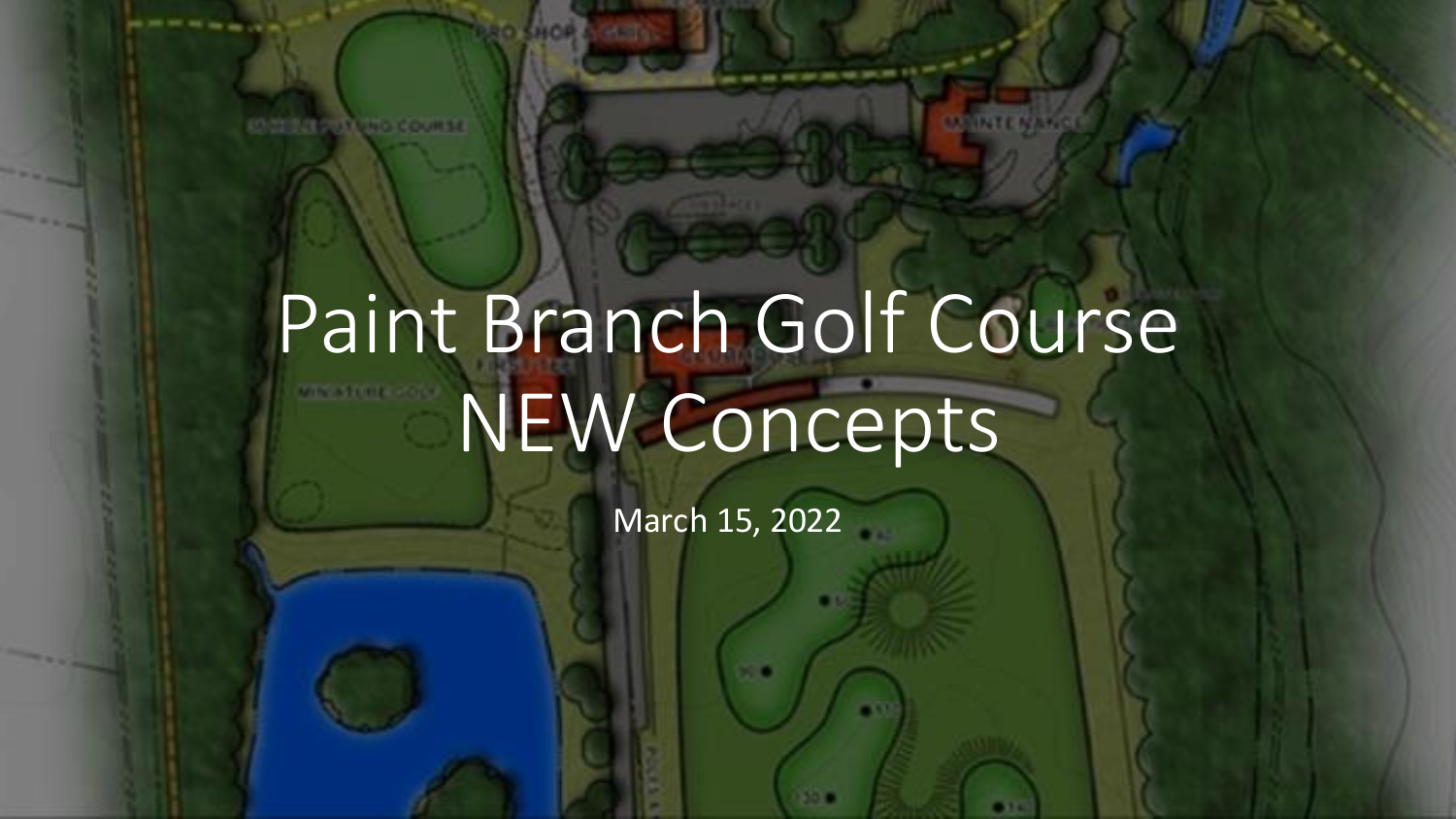# Paint Branch Golf Course NEW Concepts

March 15, 2022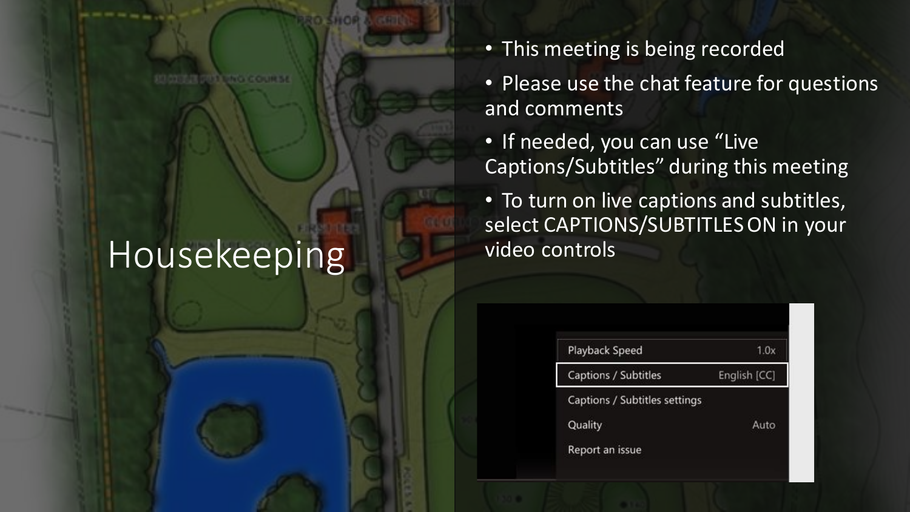# Housekeeping

- This meeting is being recorded
- Please use the chat feature for questions and comments
- If needed, you can use "Live Captions/Subtitles" during this meeting
- To turn on live captions and subtitles, select CAPTIONS/SUBTITLES ON in your video controls

| | |
|---|---|
| Playback Speed | 1.0x |
| Captions / Subtitles | English [CC] |
| Captions / Subtitles settings | |
| Quality | Auto |
| Report an issue | |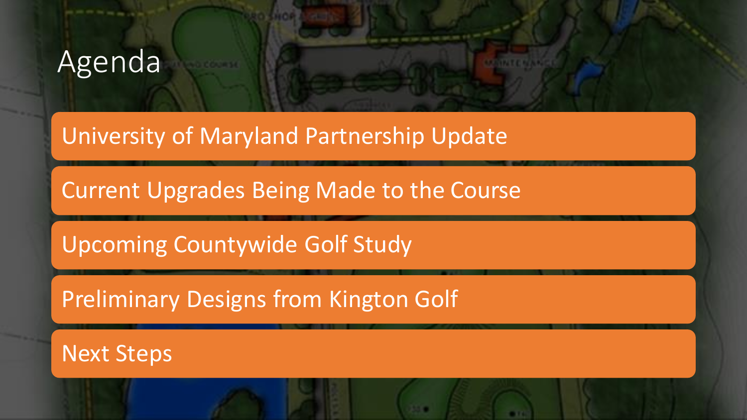# Agenda

- University of Maryland Partnership Update
- Current Upgrades Being Made to the Course
- Upcoming Countywide Golf Study
- Preliminary Designs from Kington Golf
- Next Steps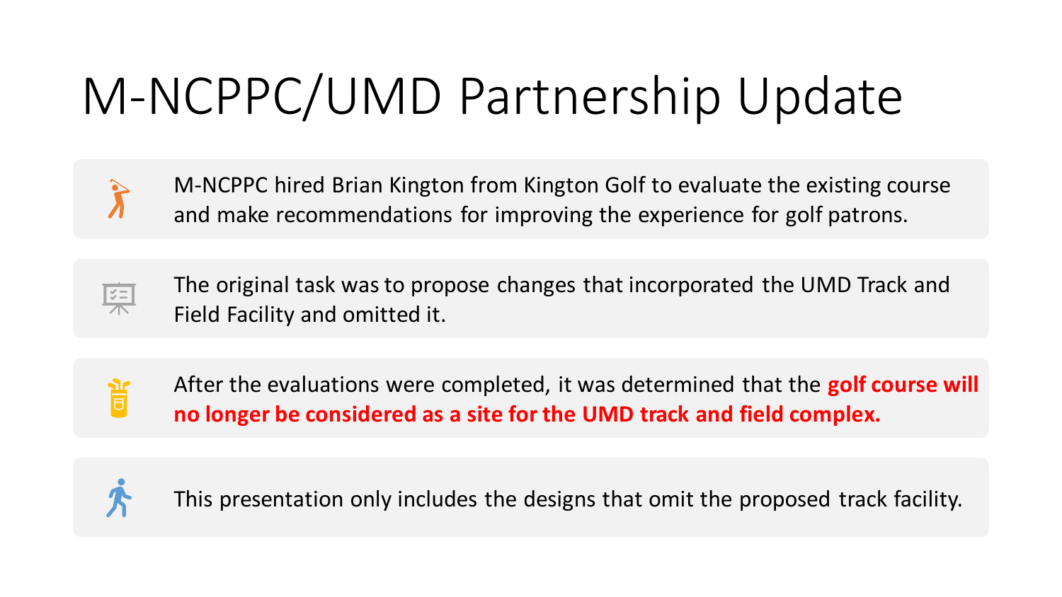# M-NCPPC/UMD Partnership Update

- M-NCPPC hired Brian Kington from Kington Golf to evaluate the existing course and make recommendations for improving the experience for golf patrons.
- The original task was to propose changes that incorporated the UMD Track and Field Facility and omitted it.
- After the evaluations were completed, it was determined that the **golf course will no longer be considered as a site for the UMD track and field complex.**
- This presentation only includes the designs that omit the proposed track facility.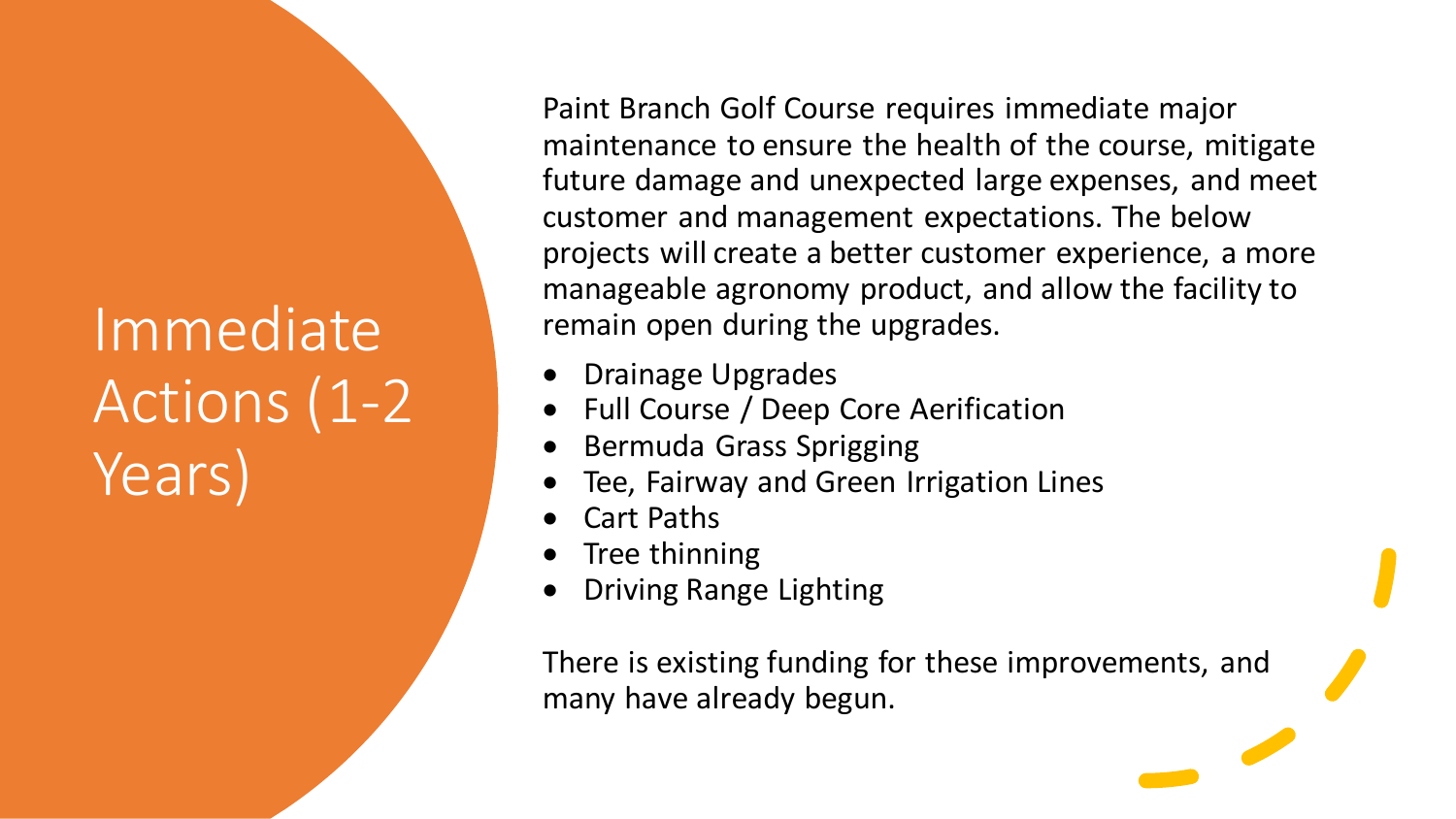# Immediate Actions (1-2 Years)

Paint Branch Golf Course requires immediate major maintenance to ensure the health of the course, mitigate future damage and unexpected large expenses, and meet customer and management expectations. The below projects will create a better customer experience, a more manageable agronomy product, and allow the facility to remain open during the upgrades.

- Drainage Upgrades
- Full Course / Deep Core Aerification
- Bermuda Grass Sprigging
- Tee, Fairway and Green Irrigation Lines
- Cart Paths
- Tree thinning
- Driving Range Lighting

There is existing funding for these improvements, and many have already begun.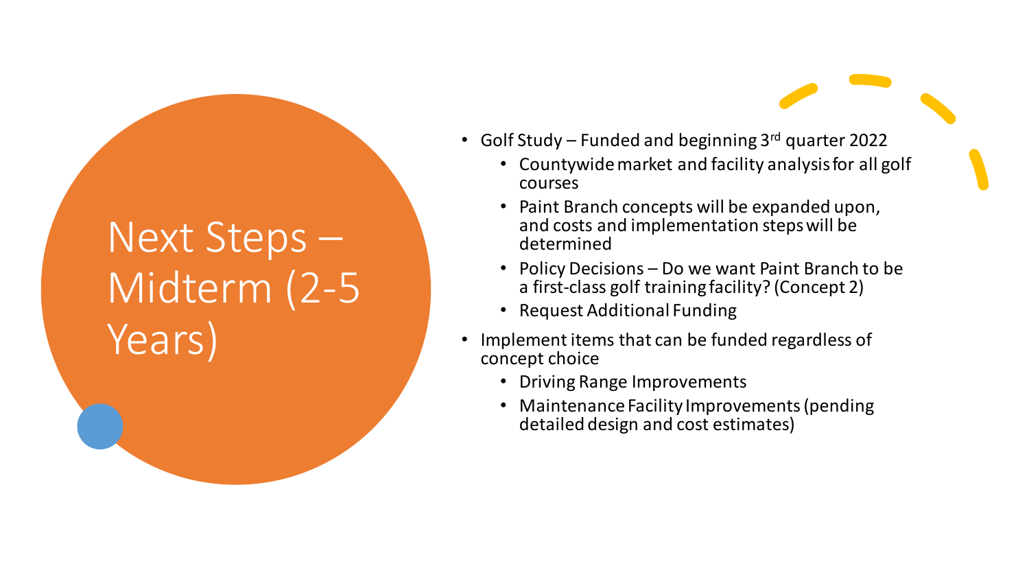# Next Steps – Midterm (2-5 Years)

- Golf Study – Funded and beginning 3rd quarter 2022
  - Countywide market and facility analysis for all golf courses
  - Paint Branch concepts will be expanded upon, and costs and implementation steps will be determined
  - Policy Decisions – Do we want Paint Branch to be a first-class golf training facility? (Concept 2)
  - Request Additional Funding
- Implement items that can be funded regardless of concept choice
  - Driving Range Improvements
  - Maintenance Facility Improvements (pending detailed design and cost estimates)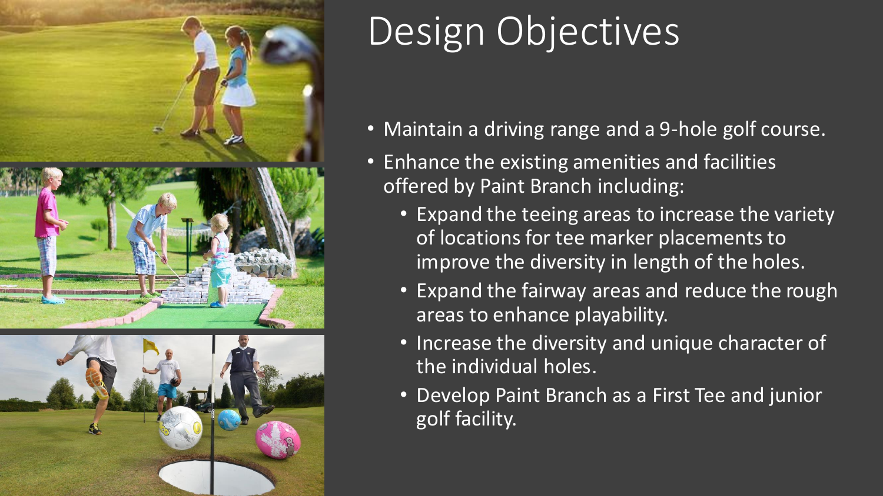# Design Objectives

- Maintain a driving range and a 9-hole golf course.
- Enhance the existing amenities and facilities offered by Paint Branch including:
  - Expand the teeing areas to increase the variety of locations for tee marker placements to improve the diversity in length of the holes.
  - Expand the fairway areas and reduce the rough areas to enhance playability.
  - Increase the diversity and unique character of the individual holes.
  - Develop Paint Branch as a First Tee and junior golf facility.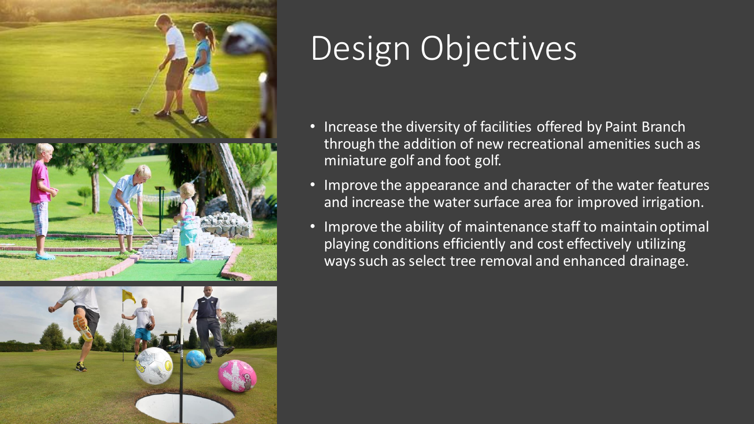# Design Objectives

- Increase the diversity of facilities offered by Paint Branch through the addition of new recreational amenities such as miniature golf and foot golf.
- Improve the appearance and character of the water features and increase the water surface area for improved irrigation.
- Improve the ability of maintenance staff to maintain optimal playing conditions efficiently and cost effectively utilizing ways such as select tree removal and enhanced drainage.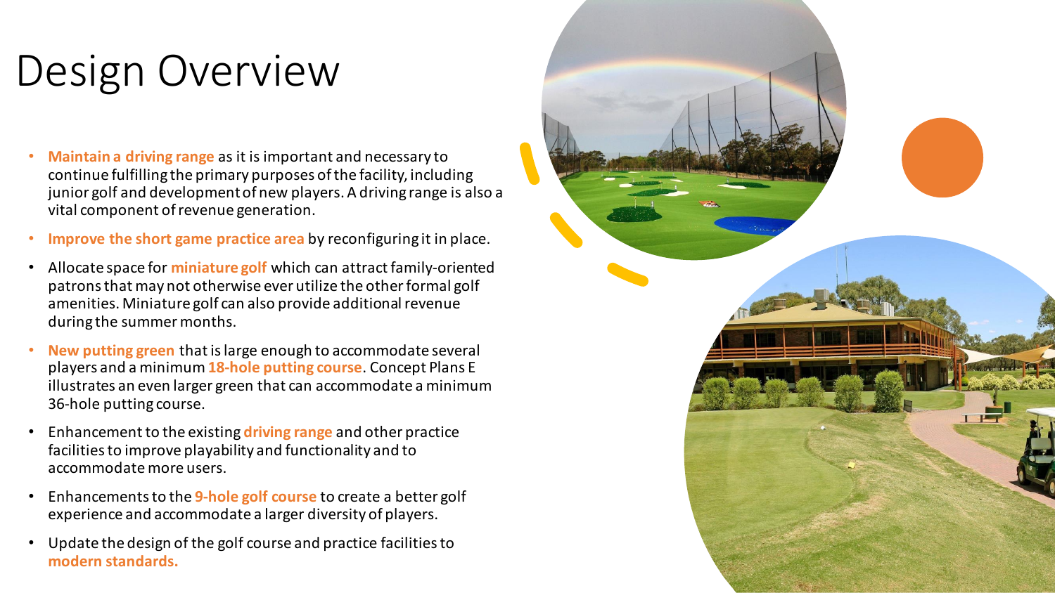# Design Overview

- **Maintain a driving range** as it is important and necessary to continue fulfilling the primary purposes of the facility, including junior golf and development of new players. A driving range is also a vital component of revenue generation.
- **Improve the short game practice area** by reconfiguring it in place.
- Allocate space for **miniature golf** which can attract family-oriented patrons that may not otherwise ever utilize the other formal golf amenities. Miniature golf can also provide additional revenue during the summer months.
- **New putting green** that is large enough to accommodate several players and a minimum **18-hole putting course**. Concept Plans E illustrates an even larger green that can accommodate a minimum 36-hole putting course.
- Enhancement to the existing **driving range** and other practice facilities to improve playability and functionality and to accommodate more users.
- Enhancements to the **9-hole golf course** to create a better golf experience and accommodate a larger diversity of players.
- Update the design of the golf course and practice facilities to **modern standards.**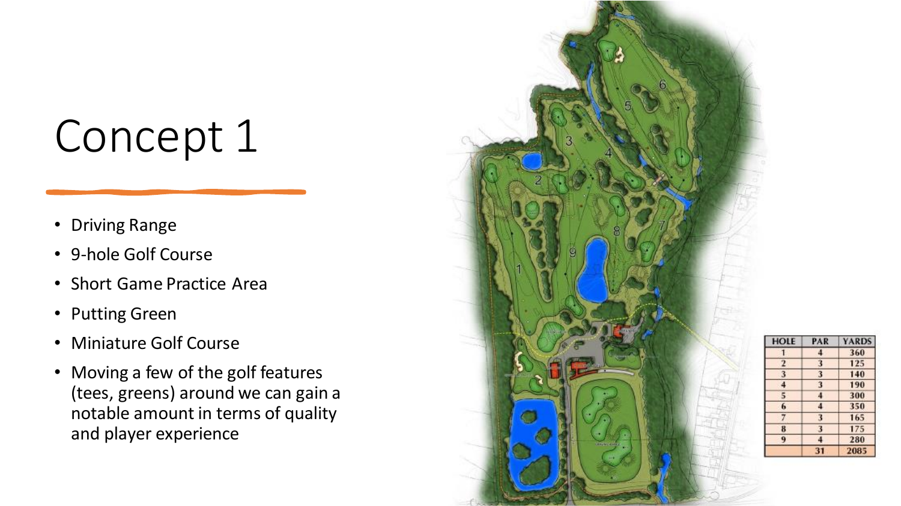# Concept 1

- Driving Range
- 9-hole Golf Course
- Short Game Practice Area
- Putting Green
- Miniature Golf Course
- Moving a few of the golf features (tees, greens) around we can gain a notable amount in terms of quality and player experience

| HOLE | PAR | YARDS |
|---|---|---|
| 1 | 4 | 360 |
| 2 | 3 | 125 |
| 3 | 3 | 140 |
| 4 | 3 | 190 |
| 5 | 4 | 300 |
| 6 | 4 | 350 |
| 7 | 3 | 165 |
| 8 | 3 | 175 |
| 9 | 4 | 280 |
| | 31 | 2085 |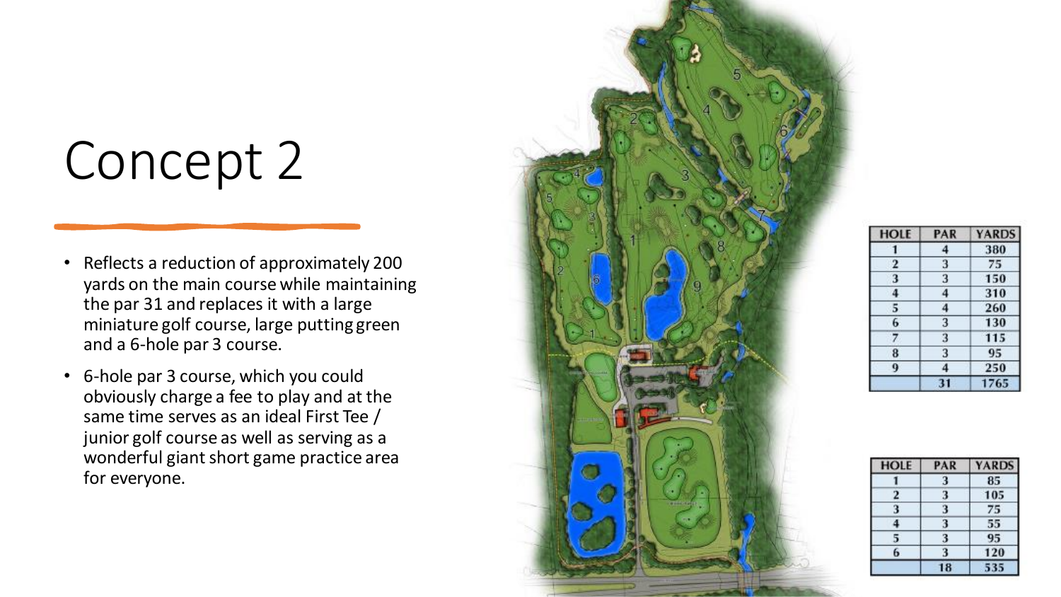# Concept 2

- Reflects a reduction of approximately 200 yards on the main course while maintaining the par 31 and replaces it with a large miniature golf course, large putting green and a 6-hole par 3 course.
- 6-hole par 3 course, which you could obviously charge a fee to play and at the same time serves as an ideal First Tee / junior golf course as well as serving as a wonderful giant short game practice area for everyone.

| HOLE | PAR | YARDS |
| --- | --- | --- |
| 1 | 4 | 380 |
| 2 | 3 | 75 |
| 3 | 3 | 150 |
| 4 | 4 | 310 |
| 5 | 4 | 260 |
| 6 | 3 | 130 |
| 7 | 3 | 115 |
| 8 | 3 | 95 |
| 9 | 4 | 250 |
| | 31 | 1765 |

| HOLE | PAR | YARDS |
| --- | --- | --- |
| 1 | 3 | 85 |
| 2 | 3 | 105 |
| 3 | 3 | 75 |
| 4 | 3 | 55 |
| 5 | 3 | 95 |
| 6 | 3 | 120 |
| | 18 | 535 |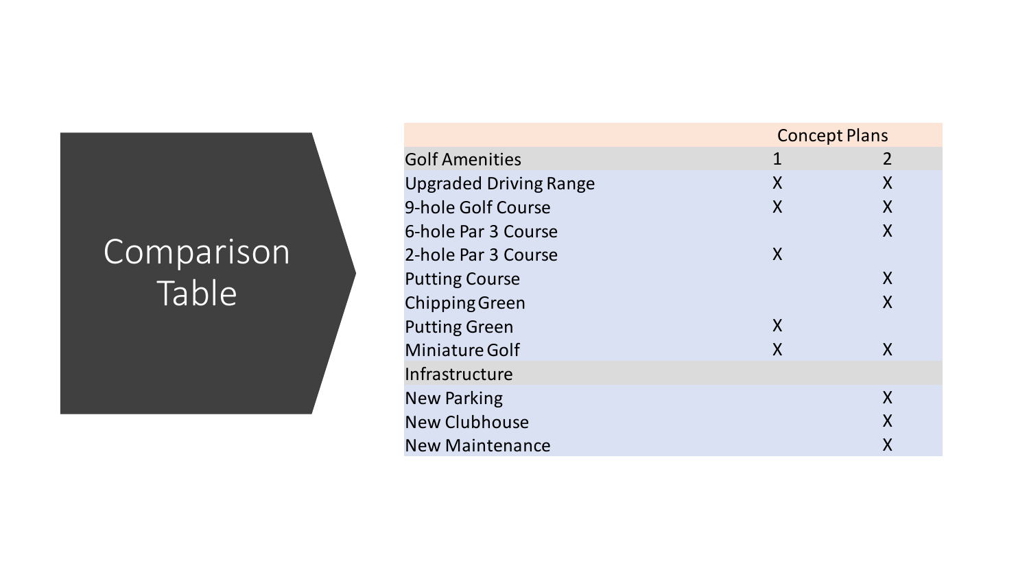# Comparison Table

| | Concept Plans | |
|---|---|---|
| **Golf Amenities** | **1** | **2** |
| Upgraded Driving Range | X | X |
| 9-hole Golf Course | X | X |
| 6-hole Par 3 Course | | X |
| 2-hole Par 3 Course | X | |
| Putting Course | | X |
| Chipping Green | | X |
| Putting Green | X | |
| Miniature Golf | X | X |
| **Infrastructure** | | |
| New Parking | | X |
| New Clubhouse | | X |
| New Maintenance | | X |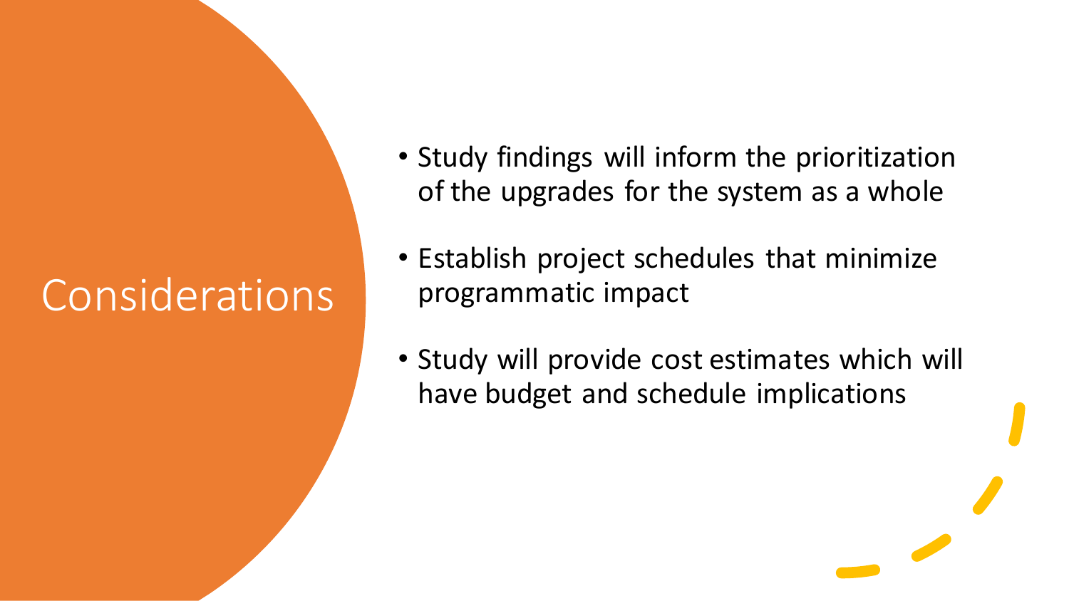# Considerations

- Study findings will inform the prioritization of the upgrades for the system as a whole
- Establish project schedules that minimize programmatic impact
- Study will provide cost estimates which will have budget and schedule implications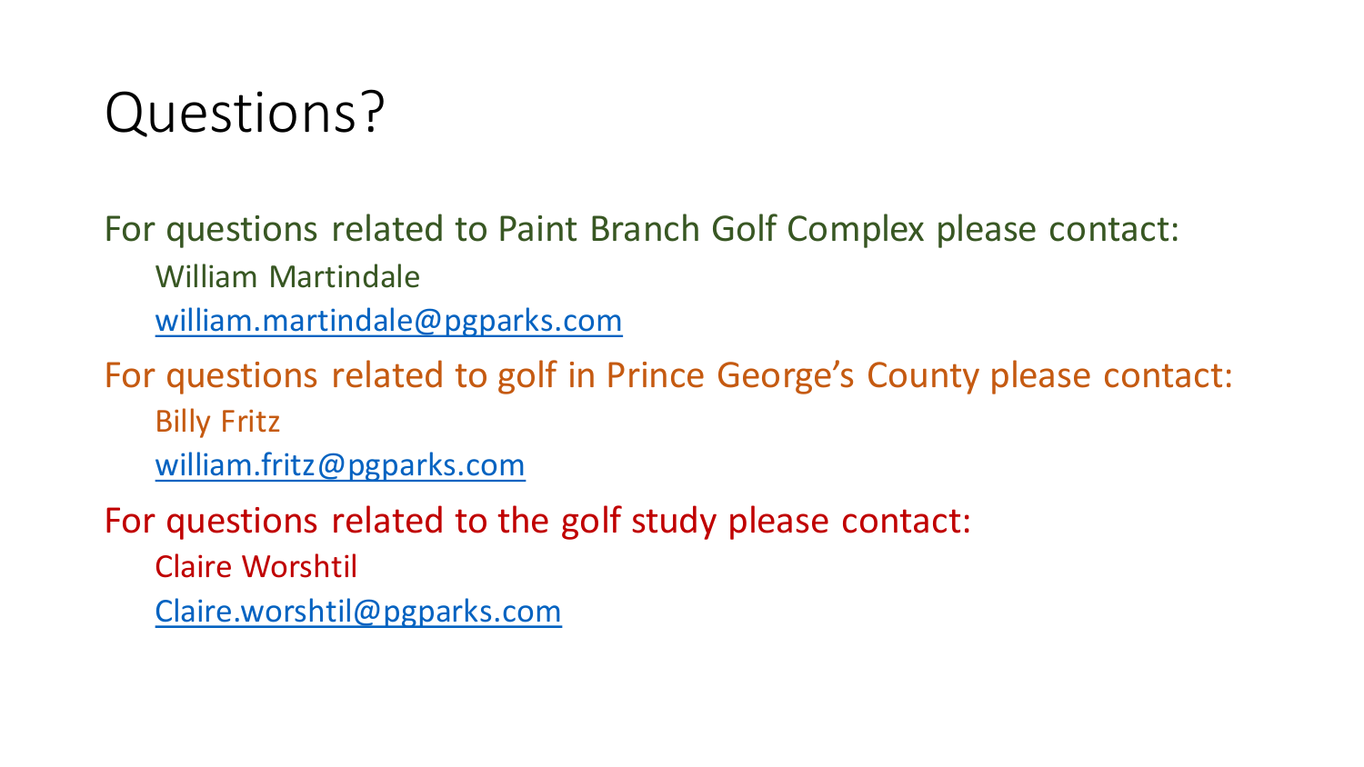# Questions?

For questions related to Paint Branch Golf Complex please contact:

William Martindale

william.martindale@pgparks.com

For questions related to golf in Prince George's County please contact:

Billy Fritz

william.fritz@pgparks.com

For questions related to the golf study please contact:

Claire Worshtil

Claire.worshtil@pgparks.com